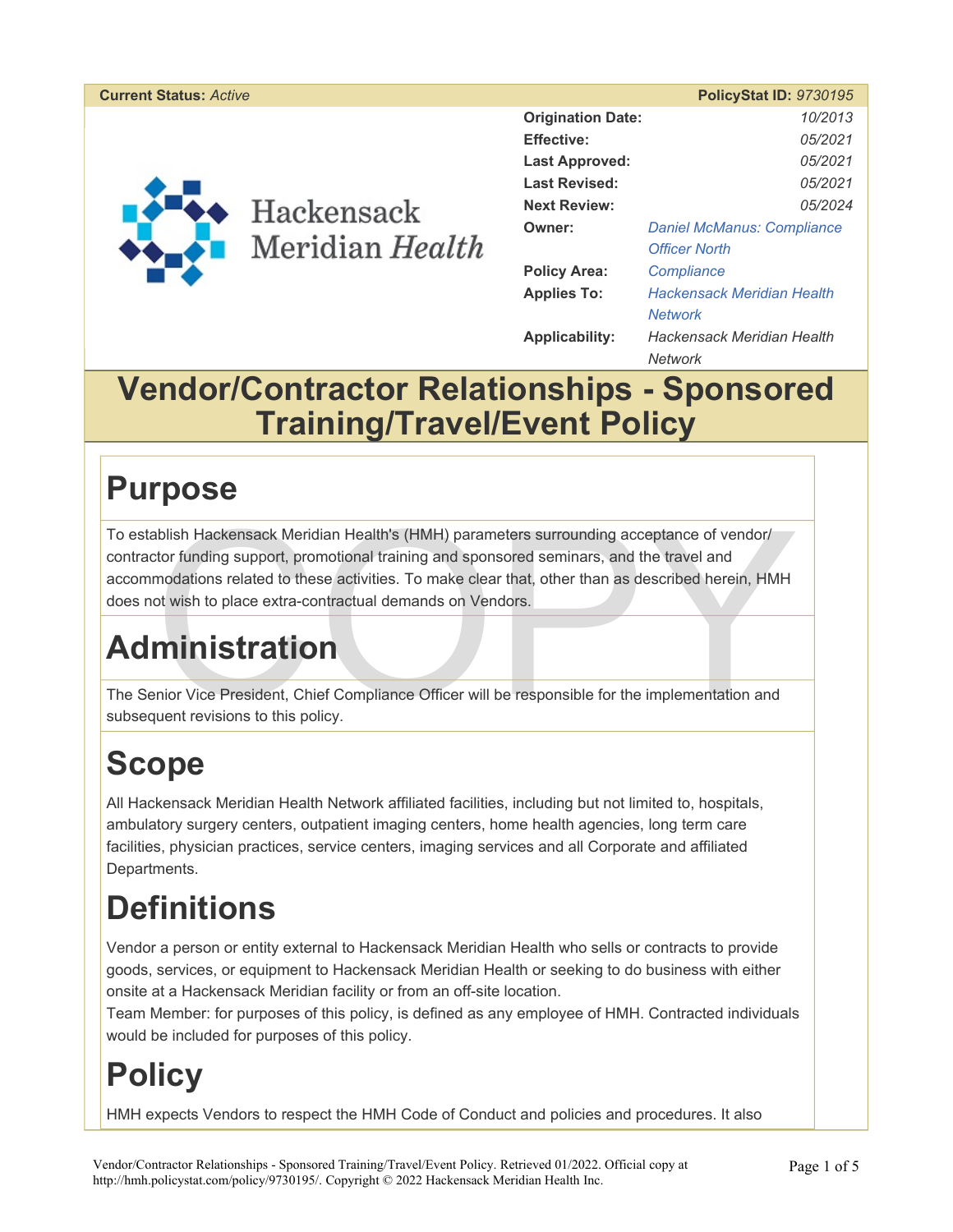**Current Status:** *Active* **PolicyStat ID:** *9730195*

| | |
|---|---|
| **Origination Date:** | *10/2013* |
| **Effective:** | *05/2021* |
| **Last Approved:** | *05/2021* |
| **Last Revised:** | *05/2021* |
| **Next Review:** | *05/2024* |
| **Owner:** | *Daniel McManus: Compliance Officer North* |
| **Policy Area:** | *Compliance* |
| **Applies To:** | *Hackensack Meridian Health Network* |
| **Applicability:** | *Hackensack Meridian Health Network* |

Hackensack Meridian *Health*

# Vendor/Contractor Relationships - Sponsored Training/Travel/Event Policy

## Purpose

To establish Hackensack Meridian Health's (HMH) parameters surrounding acceptance of vendor/contractor funding support, promotional training and sponsored seminars, and the travel and accommodations related to these activities. To make clear that, other than as described herein, HMH does not wish to place extra-contractual demands on Vendors.

## Administration

The Senior Vice President, Chief Compliance Officer will be responsible for the implementation and subsequent revisions to this policy.

## Scope

All Hackensack Meridian Health Network affiliated facilities, including but not limited to, hospitals, ambulatory surgery centers, outpatient imaging centers, home health agencies, long term care facilities, physician practices, service centers, imaging services and all Corporate and affiliated Departments.

## Definitions

Vendor a person or entity external to Hackensack Meridian Health who sells or contracts to provide goods, services, or equipment to Hackensack Meridian Health or seeking to do business with either onsite at a Hackensack Meridian facility or from an off-site location.
Team Member: for purposes of this policy, is defined as any employee of HMH. Contracted individuals would be included for purposes of this policy.

## Policy

HMH expects Vendors to respect the HMH Code of Conduct and policies and procedures. It also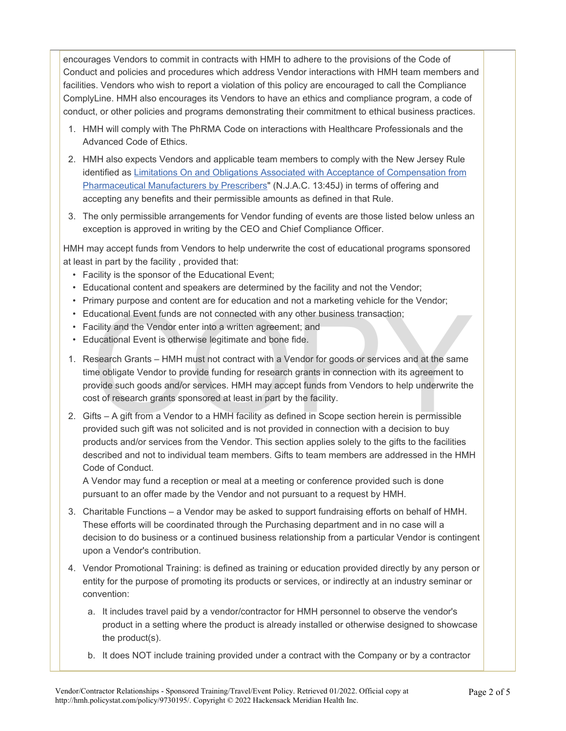encourages Vendors to commit in contracts with HMH to adhere to the provisions of the Code of Conduct and policies and procedures which address Vendor interactions with HMH team members and facilities. Vendors who wish to report a violation of this policy are encouraged to call the Compliance ComplyLine. HMH also encourages its Vendors to have an ethics and compliance program, a code of conduct, or other policies and programs demonstrating their commitment to ethical business practices.

1. HMH will comply with The PhRMA Code on interactions with Healthcare Professionals and the Advanced Code of Ethics.
2. HMH also expects Vendors and applicable team members to comply with the New Jersey Rule identified as Limitations On and Obligations Associated with Acceptance of Compensation from Pharmaceutical Manufacturers by Prescribers" (N.J.A.C. 13:45J) in terms of offering and accepting any benefits and their permissible amounts as defined in that Rule.
3. The only permissible arrangements for Vendor funding of events are those listed below unless an exception is approved in writing by the CEO and Chief Compliance Officer.

HMH may accept funds from Vendors to help underwrite the cost of educational programs sponsored at least in part by the facility , provided that:

- Facility is the sponsor of the Educational Event;
- Educational content and speakers are determined by the facility and not the Vendor;
- Primary purpose and content are for education and not a marketing vehicle for the Vendor;
- Educational Event funds are not connected with any other business transaction;
- Facility and the Vendor enter into a written agreement; and
- Educational Event is otherwise legitimate and bone fide.

1. Research Grants – HMH must not contract with a Vendor for goods or services and at the same time obligate Vendor to provide funding for research grants in connection with its agreement to provide such goods and/or services. HMH may accept funds from Vendors to help underwrite the cost of research grants sponsored at least in part by the facility.
2. Gifts – A gift from a Vendor to a HMH facility as defined in Scope section herein is permissible provided such gift was not solicited and is not provided in connection with a decision to buy products and/or services from the Vendor. This section applies solely to the gifts to the facilities described and not to individual team members. Gifts to team members are addressed in the HMH Code of Conduct.
   A Vendor may fund a reception or meal at a meeting or conference provided such is done pursuant to an offer made by the Vendor and not pursuant to a request by HMH.
3. Charitable Functions – a Vendor may be asked to support fundraising efforts on behalf of HMH. These efforts will be coordinated through the Purchasing department and in no case will a decision to do business or a continued business relationship from a particular Vendor is contingent upon a Vendor's contribution.
4. Vendor Promotional Training: is defined as training or education provided directly by any person or entity for the purpose of promoting its products or services, or indirectly at an industry seminar or convention:
   a. It includes travel paid by a vendor/contractor for HMH personnel to observe the vendor's product in a setting where the product is already installed or otherwise designed to showcase the product(s).
   b. It does NOT include training provided under a contract with the Company or by a contractor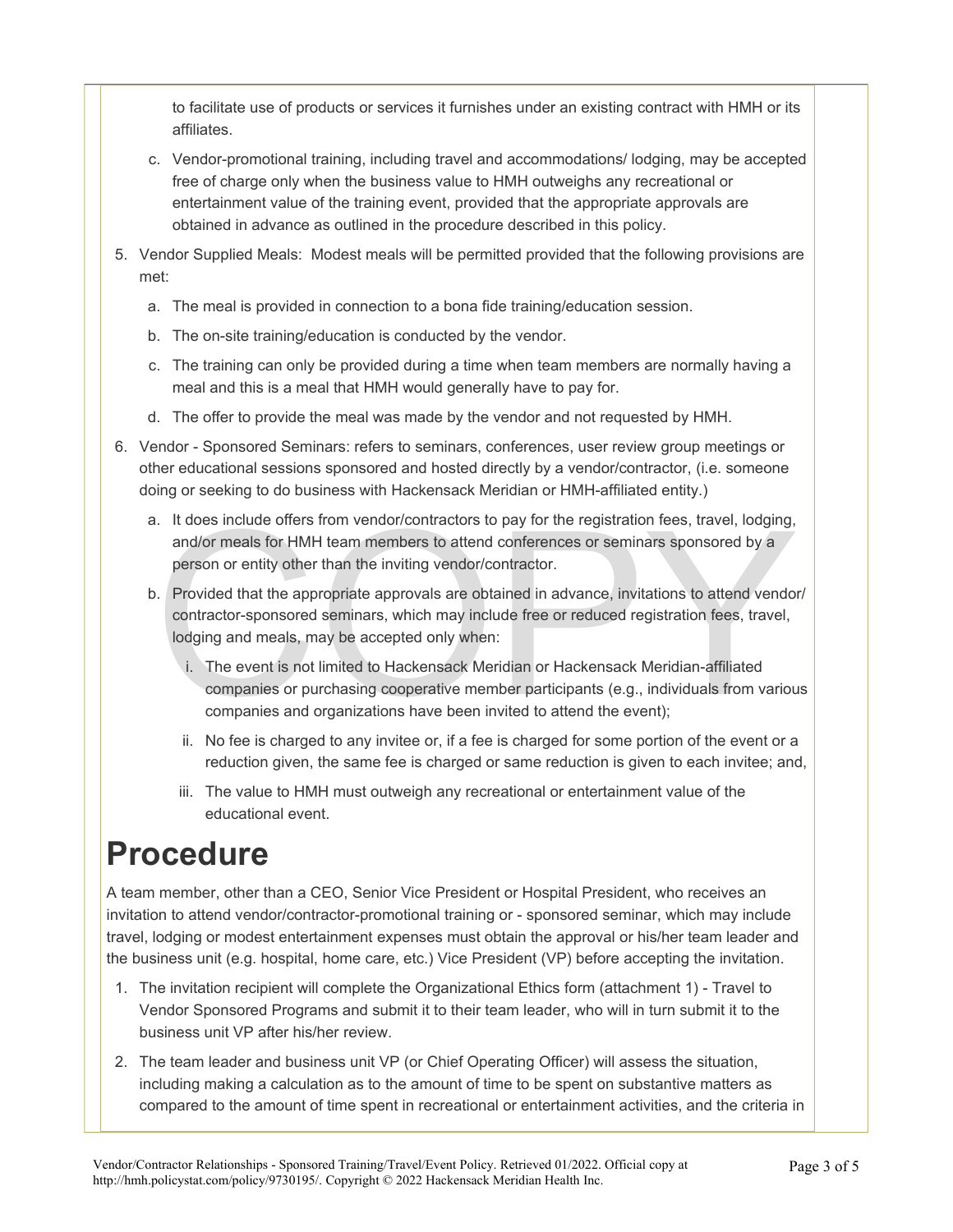to facilitate use of products or services it furnishes under an existing contract with HMH or its affiliates.

c. Vendor-promotional training, including travel and accommodations/ lodging, may be accepted free of charge only when the business value to HMH outweighs any recreational or entertainment value of the training event, provided that the appropriate approvals are obtained in advance as outlined in the procedure described in this policy.

5. Vendor Supplied Meals: Modest meals will be permitted provided that the following provisions are met:
   a. The meal is provided in connection to a bona fide training/education session.
   b. The on-site training/education is conducted by the vendor.
   c. The training can only be provided during a time when team members are normally having a meal and this is a meal that HMH would generally have to pay for.
   d. The offer to provide the meal was made by the vendor and not requested by HMH.
6. Vendor - Sponsored Seminars: refers to seminars, conferences, user review group meetings or other educational sessions sponsored and hosted directly by a vendor/contractor, (i.e. someone doing or seeking to do business with Hackensack Meridian or HMH-affiliated entity.)
   a. It does include offers from vendor/contractors to pay for the registration fees, travel, lodging, and/or meals for HMH team members to attend conferences or seminars sponsored by a person or entity other than the inviting vendor/contractor.
   b. Provided that the appropriate approvals are obtained in advance, invitations to attend vendor/ contractor-sponsored seminars, which may include free or reduced registration fees, travel, lodging and meals, may be accepted only when:
      i. The event is not limited to Hackensack Meridian or Hackensack Meridian-affiliated companies or purchasing cooperative member participants (e.g., individuals from various companies and organizations have been invited to attend the event);
      ii. No fee is charged to any invitee or, if a fee is charged for some portion of the event or a reduction given, the same fee is charged or same reduction is given to each invitee; and,
      iii. The value to HMH must outweigh any recreational or entertainment value of the educational event.

# Procedure

A team member, other than a CEO, Senior Vice President or Hospital President, who receives an invitation to attend vendor/contractor-promotional training or - sponsored seminar, which may include travel, lodging or modest entertainment expenses must obtain the approval or his/her team leader and the business unit (e.g. hospital, home care, etc.) Vice President (VP) before accepting the invitation.

1. The invitation recipient will complete the Organizational Ethics form (attachment 1) - Travel to Vendor Sponsored Programs and submit it to their team leader, who will in turn submit it to the business unit VP after his/her review.
2. The team leader and business unit VP (or Chief Operating Officer) will assess the situation, including making a calculation as to the amount of time to be spent on substantive matters as compared to the amount of time spent in recreational or entertainment activities, and the criteria in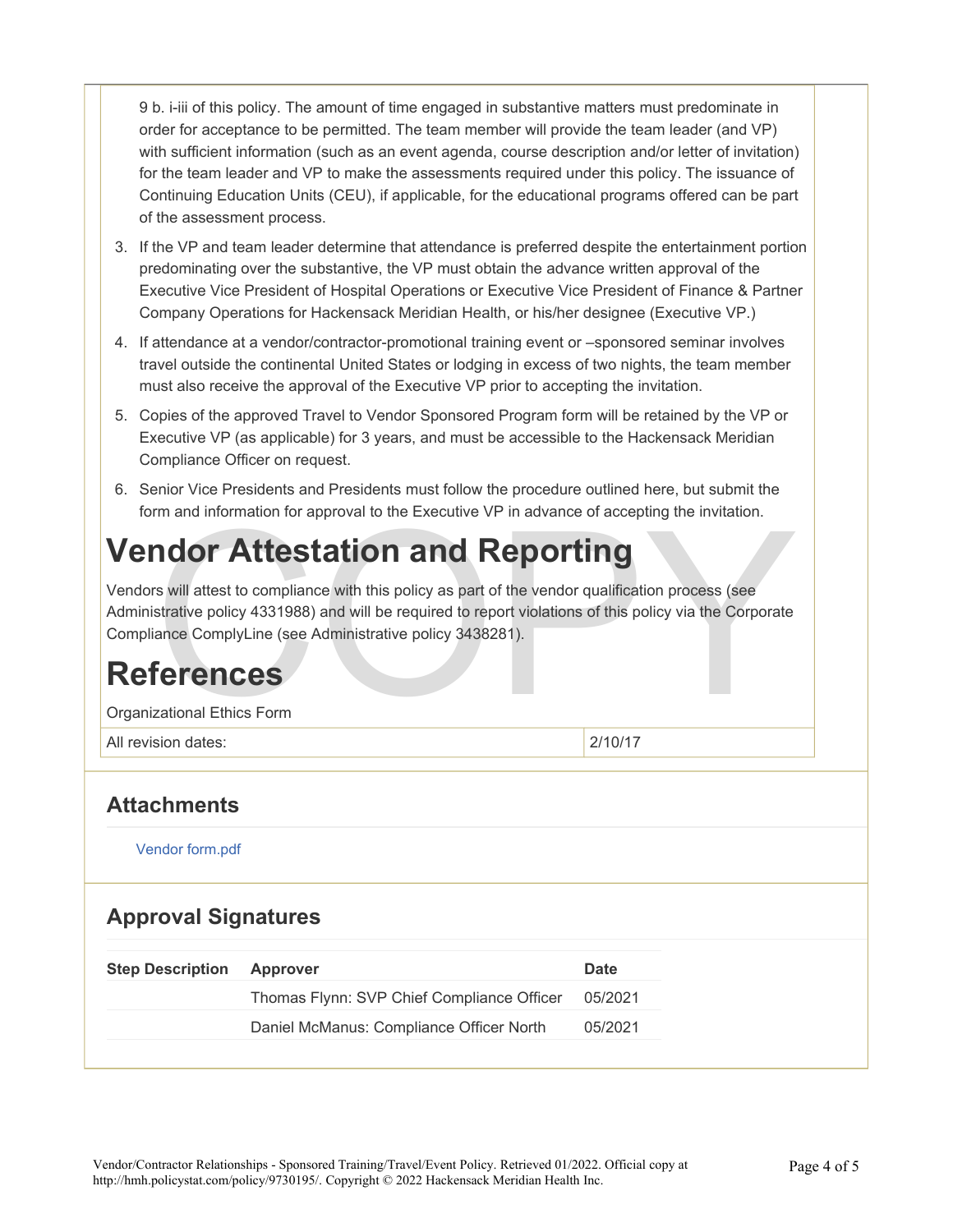9 b. i-iii of this policy. The amount of time engaged in substantive matters must predominate in order for acceptance to be permitted. The team member will provide the team leader (and VP) with sufficient information (such as an event agenda, course description and/or letter of invitation) for the team leader and VP to make the assessments required under this policy. The issuance of Continuing Education Units (CEU), if applicable, for the educational programs offered can be part of the assessment process.

3. If the VP and team leader determine that attendance is preferred despite the entertainment portion predominating over the substantive, the VP must obtain the advance written approval of the Executive Vice President of Hospital Operations or Executive Vice President of Finance & Partner Company Operations for Hackensack Meridian Health, or his/her designee (Executive VP.)
4. If attendance at a vendor/contractor-promotional training event or –sponsored seminar involves travel outside the continental United States or lodging in excess of two nights, the team member must also receive the approval of the Executive VP prior to accepting the invitation.
5. Copies of the approved Travel to Vendor Sponsored Program form will be retained by the VP or Executive VP (as applicable) for 3 years, and must be accessible to the Hackensack Meridian Compliance Officer on request.
6. Senior Vice Presidents and Presidents must follow the procedure outlined here, but submit the form and information for approval to the Executive VP in advance of accepting the invitation.

# Vendor Attestation and Reporting

Vendors will attest to compliance with this policy as part of the vendor qualification process (see Administrative policy 4331988) and will be required to report violations of this policy via the Corporate Compliance ComplyLine (see Administrative policy 3438281).

# References

Organizational Ethics Form

| All revision dates: | 2/10/17 |
|---|---|

## Attachments

Vendor form.pdf

## Approval Signatures

| Step Description | Approver | Date |
|---|---|---|
| | Thomas Flynn: SVP Chief Compliance Officer | 05/2021 |
| | Daniel McManus: Compliance Officer North | 05/2021 |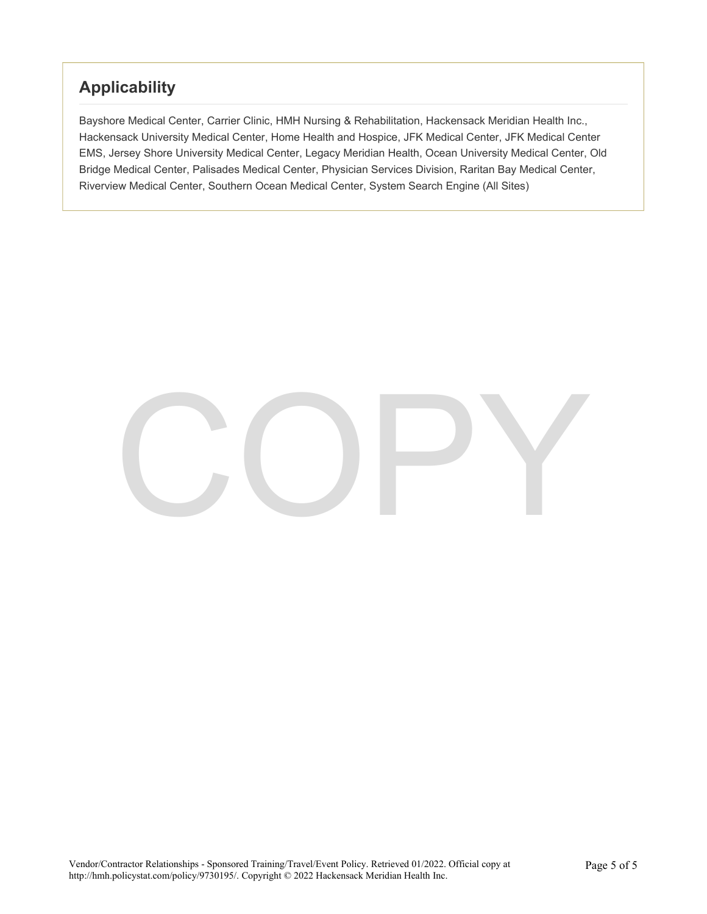## Applicability

Bayshore Medical Center, Carrier Clinic, HMH Nursing & Rehabilitation, Hackensack Meridian Health Inc., Hackensack University Medical Center, Home Health and Hospice, JFK Medical Center, JFK Medical Center EMS, Jersey Shore University Medical Center, Legacy Meridian Health, Ocean University Medical Center, Old Bridge Medical Center, Palisades Medical Center, Physician Services Division, Raritan Bay Medical Center, Riverview Medical Center, Southern Ocean Medical Center, System Search Engine (All Sites)